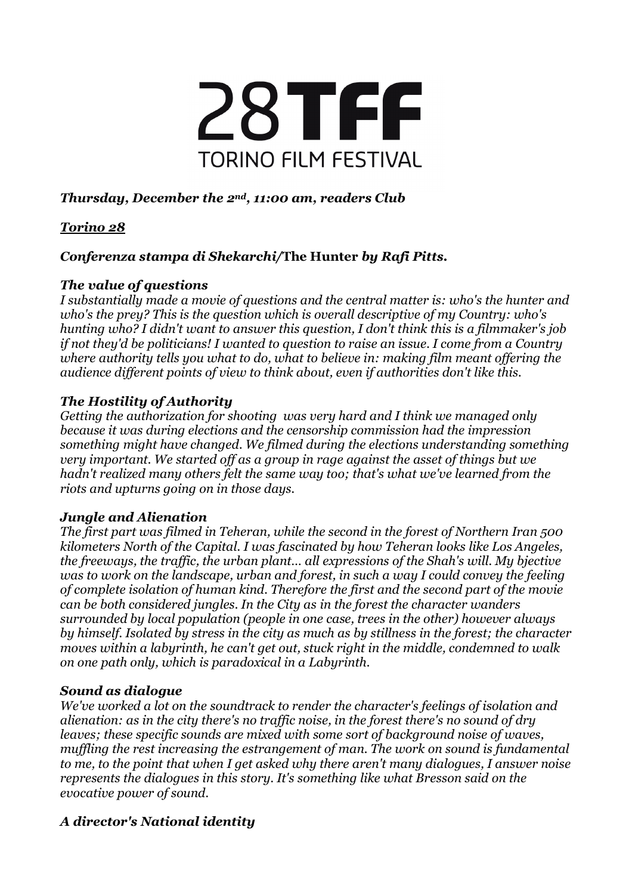# 28TFF

## TORINO FILM FESTIVAL

***Thursday, December the 2nd, 11:00 am, readers Club***

***<u>Torino 28</u>***

***Conferenza stampa di Shekarchi/*The Hunter *by Rafi Pitts.***

### *The value of questions*

*I substantially made a movie of questions and the central matter is: who's the hunter and who's the prey? This is the question which is overall descriptive of my Country: who's hunting who? I didn't want to answer this question, I don't think this is a filmmaker's job if not they'd be politicians! I wanted to question to raise an issue. I come from a Country where authority tells you what to do, what to believe in: making film meant offering the audience different points of view to think about, even if authorities don't like this.*

### *The Hostility of Authority*

*Getting the authorization for shooting was very hard and I think we managed only because it was during elections and the censorship commission had the impression something might have changed. We filmed during the elections understanding something very important. We started off as a group in rage against the asset of things but we hadn't realized many others felt the same way too; that's what we've learned from the riots and upturns going on in those days.*

### *Jungle and Alienation*

*The first part was filmed in Teheran, while the second in the forest of Northern Iran 500 kilometers North of the Capital. I was fascinated by how Teheran looks like Los Angeles, the freeways, the traffic, the urban plant... all expressions of the Shah's will. My bjective was to work on the landscape, urban and forest, in such a way I could convey the feeling of complete isolation of human kind. Therefore the first and the second part of the movie can be both considered jungles. In the City as in the forest the character wanders surrounded by local population (people in one case, trees in the other) however always by himself. Isolated by stress in the city as much as by stillness in the forest; the character moves within a labyrinth, he can't get out, stuck right in the middle, condemned to walk on one path only, which is paradoxical in a Labyrinth.*

### *Sound as dialogue*

*We've worked a lot on the soundtrack to render the character's feelings of isolation and alienation: as in the city there's no traffic noise, in the forest there's no sound of dry leaves; these specific sounds are mixed with some sort of background noise of waves, muffling the rest increasing the estrangement of man. The work on sound is fundamental to me, to the point that when I get asked why there aren't many dialogues, I answer noise represents the dialogues in this story. It's something like what Bresson said on the evocative power of sound.*

### *A director's National identity*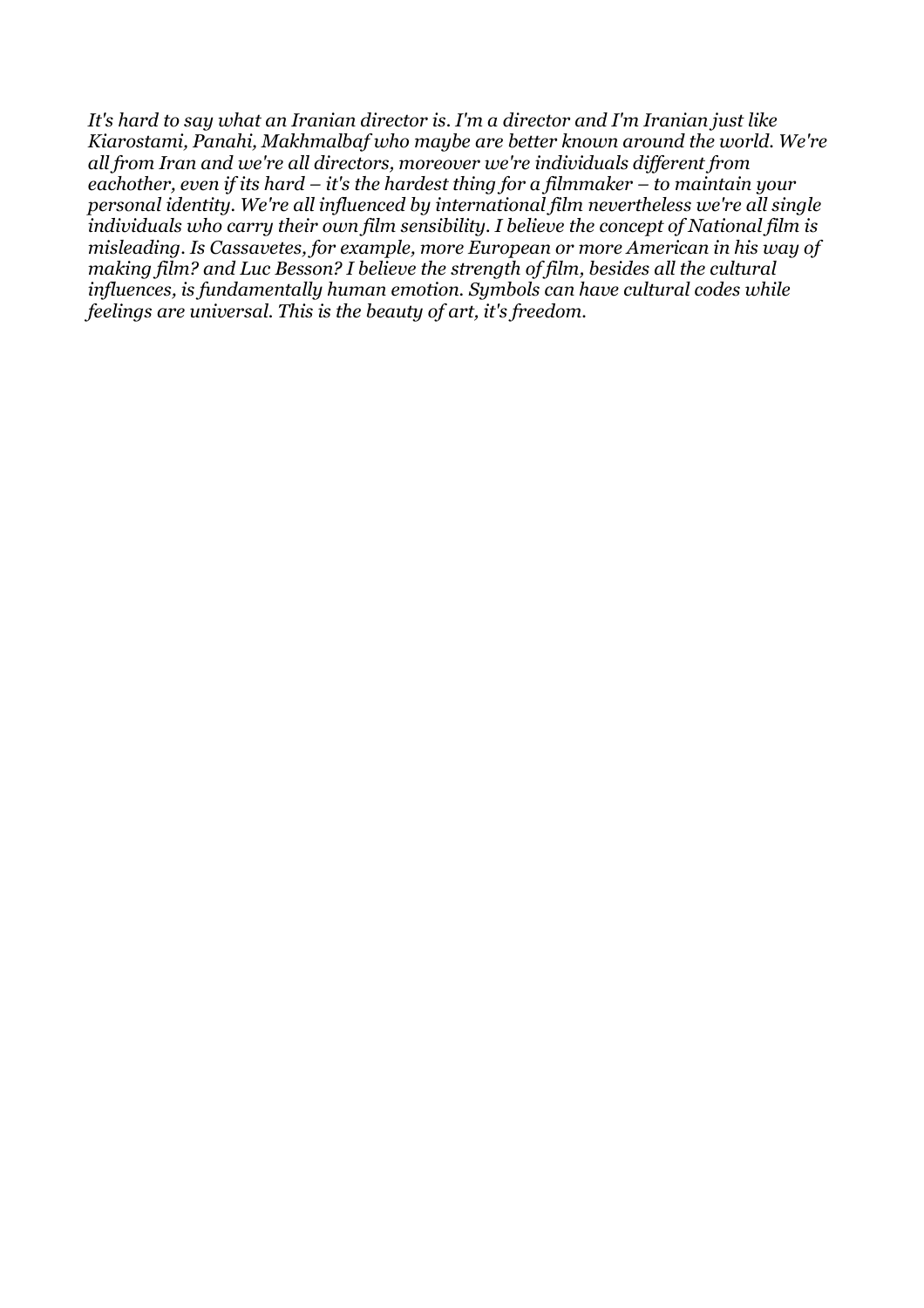*It's hard to say what an Iranian director is. I'm a director and I'm Iranian just like Kiarostami, Panahi, Makhmalbaf who maybe are better known around the world. We're all from Iran and we're all directors, moreover we're individuals different from eachother, even if its hard – it's the hardest thing for a filmmaker – to maintain your personal identity. We're all influenced by international film nevertheless we're all single individuals who carry their own film sensibility. I believe the concept of National film is misleading. Is Cassavetes, for example, more European or more American in his way of making film? and Luc Besson? I believe the strength of film, besides all the cultural influences, is fundamentally human emotion. Symbols can have cultural codes while feelings are universal. This is the beauty of art, it's freedom.*